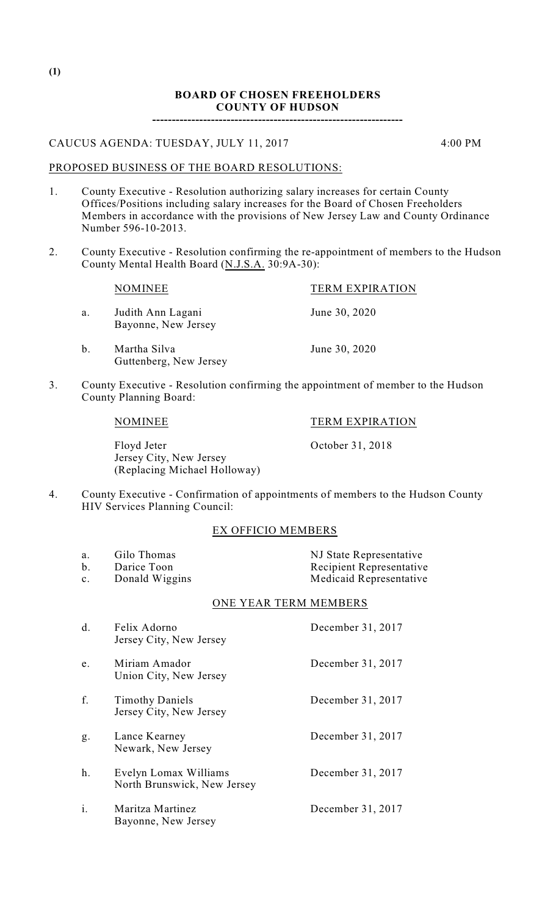(1)

**BOARD OF CHOSEN FREEHOLDERS**
**COUNTY OF HUDSON**

---

CAUCUS AGENDA: TUESDAY, JULY 11, 2017 4:00 PM

PROPOSED BUSINESS OF THE BOARD RESOLUTIONS:

1. County Executive - Resolution authorizing salary increases for certain County Offices/Positions including salary increases for the Board of Chosen Freeholders Members in accordance with the provisions of New Jersey Law and County Ordinance Number 596-10-2013.

2. County Executive - Resolution confirming the re-appointment of members to the Hudson County Mental Health Board (N.J.S.A. 30:9A-30):

| | NOMINEE | TERM EXPIRATION |
|---|---|---|
| a. | Judith Ann Lagani<br>Bayonne, New Jersey | June 30, 2020 |
| b. | Martha Silva<br>Guttenberg, New Jersey | June 30, 2020 |

3. County Executive - Resolution confirming the appointment of member to the Hudson County Planning Board:

| NOMINEE | TERM EXPIRATION |
|---|---|
| Floyd Jeter<br>Jersey City, New Jersey<br>(Replacing Michael Holloway) | October 31, 2018 |

4. County Executive - Confirmation of appointments of members to the Hudson County HIV Services Planning Council:

EX OFFICIO MEMBERS

| | | |
|---|---|---|
| a. | Gilo Thomas | NJ State Representative |
| b. | Darice Toon | Recipient Representative |
| c. | Donald Wiggins | Medicaid Representative |

ONE YEAR TERM MEMBERS

| | | |
|---|---|---|
| d. | Felix Adorno<br>Jersey City, New Jersey | December 31, 2017 |
| e. | Miriam Amador<br>Union City, New Jersey | December 31, 2017 |
| f. | Timothy Daniels<br>Jersey City, New Jersey | December 31, 2017 |
| g. | Lance Kearney<br>Newark, New Jersey | December 31, 2017 |
| h. | Evelyn Lomax Williams<br>North Brunswick, New Jersey | December 31, 2017 |
| i. | Maritza Martinez<br>Bayonne, New Jersey | December 31, 2017 |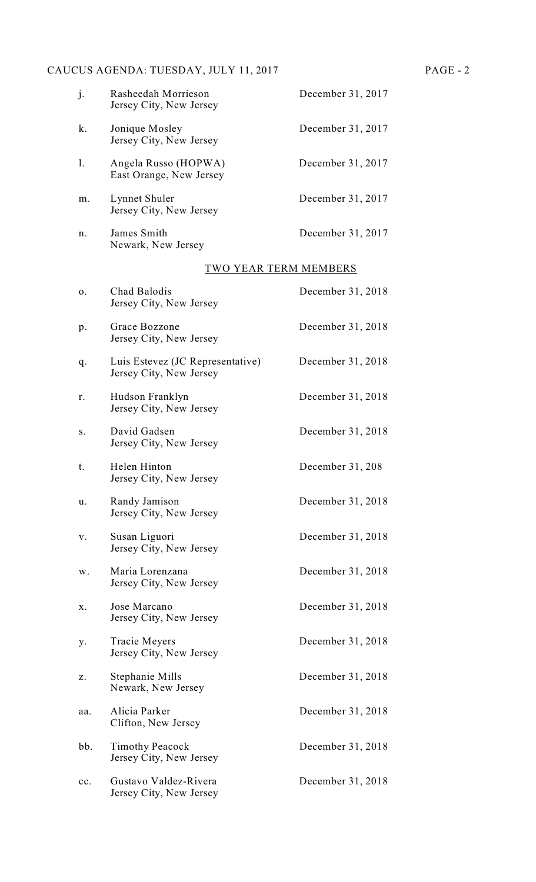j. Rasheedah Morrieson — December 31, 2017
Jersey City, New Jersey

k. Jonique Mosley — December 31, 2017
Jersey City, New Jersey

l. Angela Russo (HOPWA) — December 31, 2017
East Orange, New Jersey

m. Lynnet Shuler — December 31, 2017
Jersey City, New Jersey

n. James Smith — December 31, 2017
Newark, New Jersey

<u>TWO YEAR TERM MEMBERS</u>

o. Chad Balodis — December 31, 2018
Jersey City, New Jersey

p. Grace Bozzone — December 31, 2018
Jersey City, New Jersey

q. Luis Estevez (JC Representative) — December 31, 2018
Jersey City, New Jersey

r. Hudson Franklyn — December 31, 2018
Jersey City, New Jersey

s. David Gadsen — December 31, 2018
Jersey City, New Jersey

t. Helen Hinton — December 31, 208
Jersey City, New Jersey

u. Randy Jamison — December 31, 2018
Jersey City, New Jersey

v. Susan Liguori — December 31, 2018
Jersey City, New Jersey

w. Maria Lorenzana — December 31, 2018
Jersey City, New Jersey

x. Jose Marcano — December 31, 2018
Jersey City, New Jersey

y. Tracie Meyers — December 31, 2018
Jersey City, New Jersey

z. Stephanie Mills — December 31, 2018
Newark, New Jersey

aa. Alicia Parker — December 31, 2018
Clifton, New Jersey

bb. Timothy Peacock — December 31, 2018
Jersey City, New Jersey

cc. Gustavo Valdez-Rivera — December 31, 2018
Jersey City, New Jersey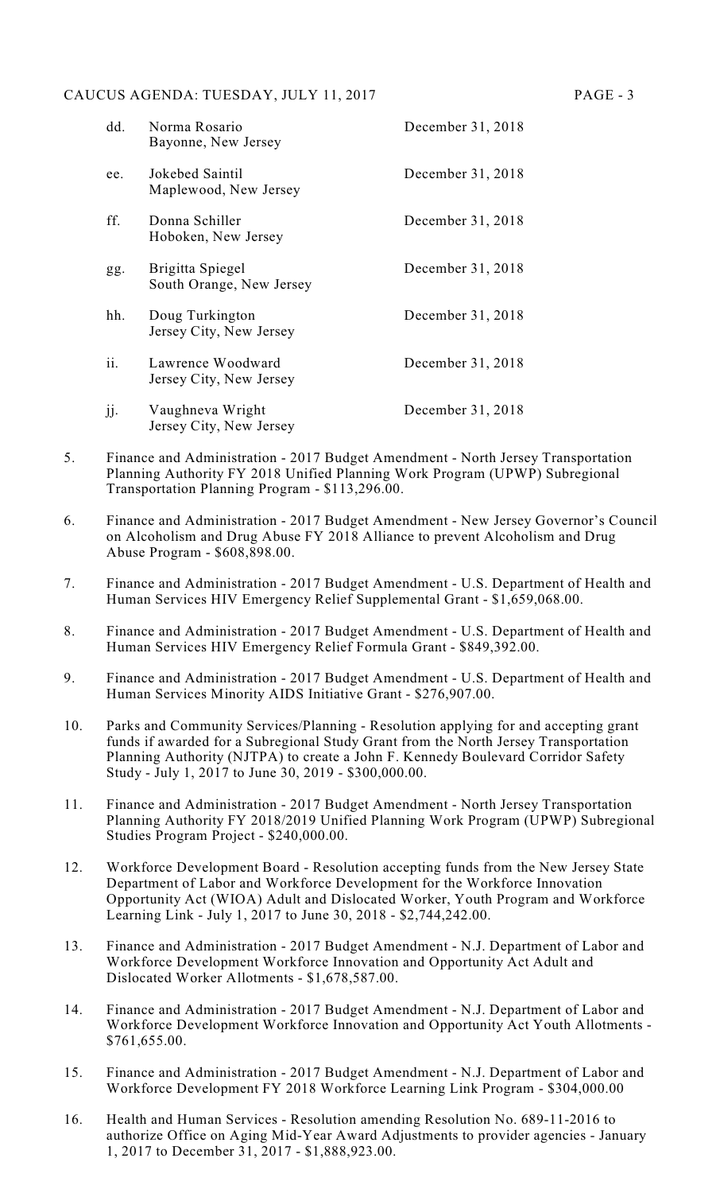| | | |
|---|---|---|
| dd. | Norma Rosario<br>Bayonne, New Jersey | December 31, 2018 |
| ee. | Jokebed Saintil<br>Maplewood, New Jersey | December 31, 2018 |
| ff. | Donna Schiller<br>Hoboken, New Jersey | December 31, 2018 |
| gg. | Brigitta Spiegel<br>South Orange, New Jersey | December 31, 2018 |
| hh. | Doug Turkington<br>Jersey City, New Jersey | December 31, 2018 |
| ii. | Lawrence Woodward<br>Jersey City, New Jersey | December 31, 2018 |
| jj. | Vaughneva Wright<br>Jersey City, New Jersey | December 31, 2018 |

5. Finance and Administration - 2017 Budget Amendment - North Jersey Transportation Planning Authority FY 2018 Unified Planning Work Program (UPWP) Subregional Transportation Planning Program - $113,296.00.

6. Finance and Administration - 2017 Budget Amendment - New Jersey Governor's Council on Alcoholism and Drug Abuse FY 2018 Alliance to prevent Alcoholism and Drug Abuse Program - $608,898.00.

7. Finance and Administration - 2017 Budget Amendment - U.S. Department of Health and Human Services HIV Emergency Relief Supplemental Grant - $1,659,068.00.

8. Finance and Administration - 2017 Budget Amendment - U.S. Department of Health and Human Services HIV Emergency Relief Formula Grant - $849,392.00.

9. Finance and Administration - 2017 Budget Amendment - U.S. Department of Health and Human Services Minority AIDS Initiative Grant - $276,907.00.

10. Parks and Community Services/Planning - Resolution applying for and accepting grant funds if awarded for a Subregional Study Grant from the North Jersey Transportation Planning Authority (NJTPA) to create a John F. Kennedy Boulevard Corridor Safety Study - July 1, 2017 to June 30, 2019 - $300,000.00.

11. Finance and Administration - 2017 Budget Amendment - North Jersey Transportation Planning Authority FY 2018/2019 Unified Planning Work Program (UPWP) Subregional Studies Program Project - $240,000.00.

12. Workforce Development Board - Resolution accepting funds from the New Jersey State Department of Labor and Workforce Development for the Workforce Innovation Opportunity Act (WIOA) Adult and Dislocated Worker, Youth Program and Workforce Learning Link - July 1, 2017 to June 30, 2018 - $2,744,242.00.

13. Finance and Administration - 2017 Budget Amendment - N.J. Department of Labor and Workforce Development Workforce Innovation and Opportunity Act Adult and Dislocated Worker Allotments - $1,678,587.00.

14. Finance and Administration - 2017 Budget Amendment - N.J. Department of Labor and Workforce Development Workforce Innovation and Opportunity Act Youth Allotments - $761,655.00.

15. Finance and Administration - 2017 Budget Amendment - N.J. Department of Labor and Workforce Development FY 2018 Workforce Learning Link Program - $304,000.00

16. Health and Human Services - Resolution amending Resolution No. 689-11-2016 to authorize Office on Aging Mid-Year Award Adjustments to provider agencies - January 1, 2017 to December 31, 2017 - $1,888,923.00.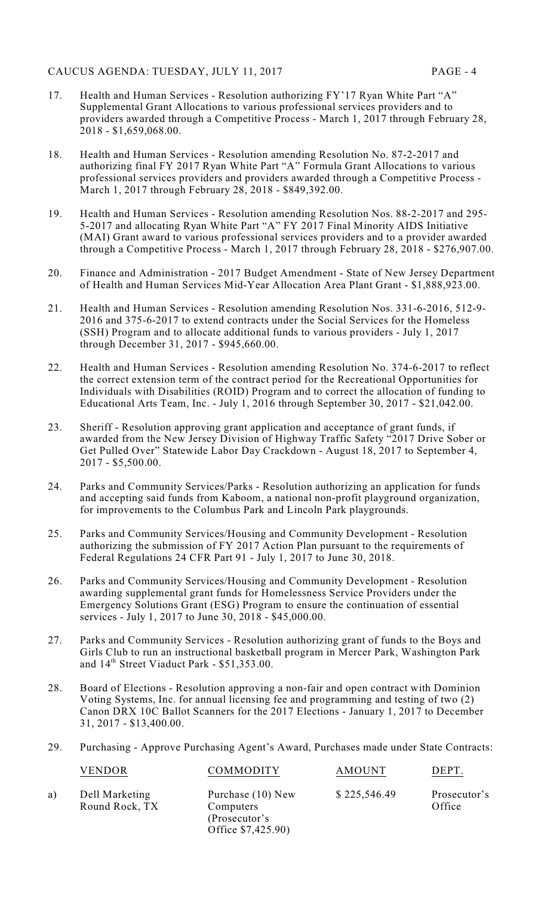17. Health and Human Services - Resolution authorizing FY'17 Ryan White Part "A" Supplemental Grant Allocations to various professional services providers and to providers awarded through a Competitive Process - March 1, 2017 through February 28, 2018 - $1,659,068.00.

18. Health and Human Services - Resolution amending Resolution No. 87-2-2017 and authorizing final FY 2017 Ryan White Part "A" Formula Grant Allocations to various professional services providers and providers awarded through a Competitive Process - March 1, 2017 through February 28, 2018 - $849,392.00.

19. Health and Human Services - Resolution amending Resolution Nos. 88-2-2017 and 295-5-2017 and allocating Ryan White Part "A" FY 2017 Final Minority AIDS Initiative (MAI) Grant award to various professional services providers and to a provider awarded through a Competitive Process - March 1, 2017 through February 28, 2018 - $276,907.00.

20. Finance and Administration - 2017 Budget Amendment - State of New Jersey Department of Health and Human Services Mid-Year Allocation Area Plant Grant - $1,888,923.00.

21. Health and Human Services - Resolution amending Resolution Nos. 331-6-2016, 512-9-2016 and 375-6-2017 to extend contracts under the Social Services for the Homeless (SSH) Program and to allocate additional funds to various providers - July 1, 2017 through December 31, 2017 - $945,660.00.

22. Health and Human Services - Resolution amending Resolution No. 374-6-2017 to reflect the correct extension term of the contract period for the Recreational Opportunities for Individuals with Disabilities (ROID) Program and to correct the allocation of funding to Educational Arts Team, Inc. - July 1, 2016 through September 30, 2017 - $21,042.00.

23. Sheriff - Resolution approving grant application and acceptance of grant funds, if awarded from the New Jersey Division of Highway Traffic Safety "2017 Drive Sober or Get Pulled Over" Statewide Labor Day Crackdown - August 18, 2017 to September 4, 2017 - $5,500.00.

24. Parks and Community Services/Parks - Resolution authorizing an application for funds and accepting said funds from Kaboom, a national non-profit playground organization, for improvements to the Columbus Park and Lincoln Park playgrounds.

25. Parks and Community Services/Housing and Community Development - Resolution authorizing the submission of FY 2017 Action Plan pursuant to the requirements of Federal Regulations 24 CFR Part 91 - July 1, 2017 to June 30, 2018.

26. Parks and Community Services/Housing and Community Development - Resolution awarding supplemental grant funds for Homelessness Service Providers under the Emergency Solutions Grant (ESG) Program to ensure the continuation of essential services - July 1, 2017 to June 30, 2018 - $45,000.00.

27. Parks and Community Services - Resolution authorizing grant of funds to the Boys and Girls Club to run an instructional basketball program in Mercer Park, Washington Park and 14th Street Viaduct Park - $51,353.00.

28. Board of Elections - Resolution approving a non-fair and open contract with Dominion Voting Systems, Inc. for annual licensing fee and programming and testing of two (2) Canon DRX 10C Ballot Scanners for the 2017 Elections - January 1, 2017 to December 31, 2017 - $13,400.00.

29. Purchasing - Approve Purchasing Agent's Award, Purchases made under State Contracts:

| | VENDOR | COMMODITY | AMOUNT | DEPT. |
|---|---|---|---|---|
| a) | Dell Marketing Round Rock, TX | Purchase (10) New Computers (Prosecutor's Office $7,425.90) | $ 225,546.49 | Prosecutor's Office |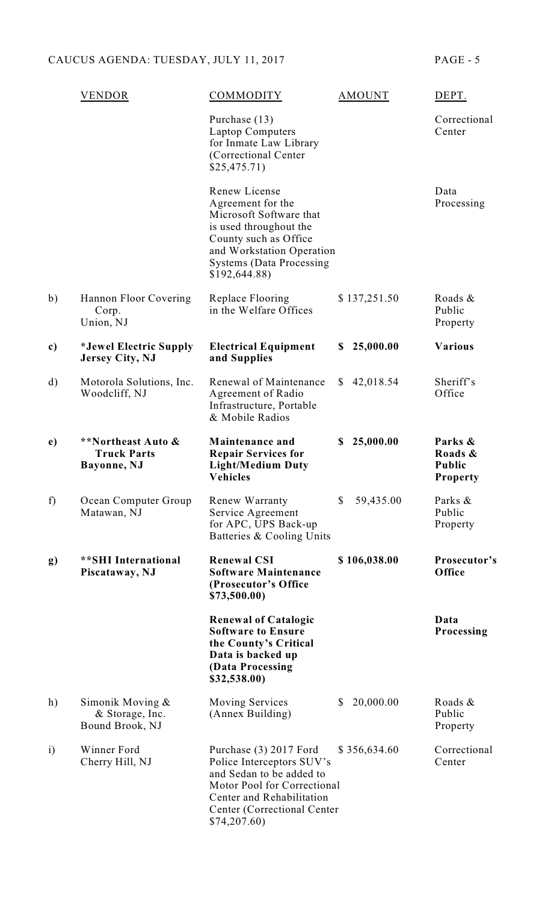| | VENDOR | COMMODITY | AMOUNT | DEPT. |
|---|---|---|---|---|
| | | Purchase (13) Laptop Computers for Inmate Law Library (Correctional Center $25,475.71) | | Correctional Center |
| | | Renew License Agreement for the Microsoft Software that is used throughout the County such as Office and Workstation Operation Systems (Data Processing $192,644.88) | | Data Processing |
| b) | Hannon Floor Covering Corp. Union, NJ | Replace Flooring in the Welfare Offices | $ 137,251.50 | Roads & Public Property |
| **c)** | **\*Jewel Electric Supply Jersey City, NJ** | **Electrical Equipment and Supplies** | **$ 25,000.00** | **Various** |
| d) | Motorola Solutions, Inc. Woodcliff, NJ | Renewal of Maintenance Agreement of Radio Infrastructure, Portable & Mobile Radios | $ 42,018.54 | Sheriff's Office |
| **e)** | **\*\*Northeast Auto & Truck Parts Bayonne, NJ** | **Maintenance and Repair Services for Light/Medium Duty Vehicles** | **$ 25,000.00** | **Parks & Roads & Public Property** |
| f) | Ocean Computer Group Matawan, NJ | Renew Warranty Service Agreement for APC, UPS Back-up Batteries & Cooling Units | $ 59,435.00 | Parks & Public Property |
| **g)** | **\*\*SHI International Piscataway, NJ** | **Renewal CSI Software Maintenance (Prosecutor's Office $73,500.00)** | **$ 106,038.00** | **Prosecutor's Office** |
| | | **Renewal of Catalogic Software to Ensure the County's Critical Data is backed up (Data Processing $32,538.00)** | | **Data Processing** |
| h) | Simonik Moving & & Storage, Inc. Bound Brook, NJ | Moving Services (Annex Building) | $ 20,000.00 | Roads & Public Property |
| i) | Winner Ford Cherry Hill, NJ | Purchase (3) 2017 Ford Police Interceptors SUV's and Sedan to be added to Motor Pool for Correctional Center and Rehabilitation Center (Correctional Center $74,207.60) | $ 356,634.60 | Correctional Center |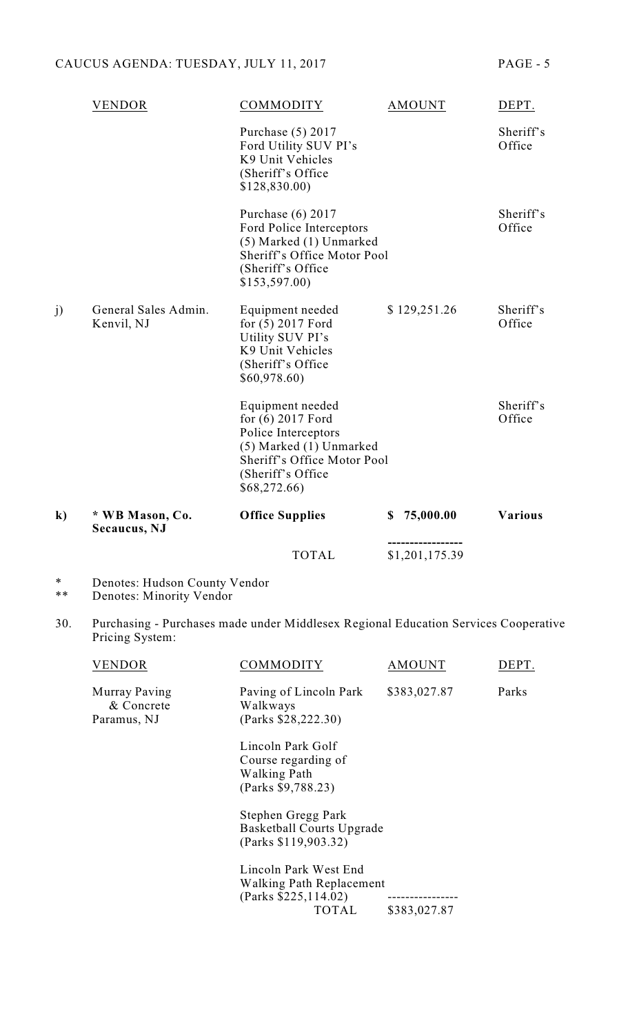| | VENDOR | COMMODITY | AMOUNT | DEPT. |
|---|---|---|---|---|
| | | Purchase (5) 2017 Ford Utility SUV PI's K9 Unit Vehicles (Sheriff's Office $128,830.00) | | Sheriff's Office |
| | | Purchase (6) 2017 Ford Police Interceptors (5) Marked (1) Unmarked Sheriff's Office Motor Pool (Sheriff's Office $153,597.00) | | Sheriff's Office |
| j) | General Sales Admin. Kenvil, NJ | Equipment needed for (5) 2017 Ford Utility SUV PI's K9 Unit Vehicles (Sheriff's Office $60,978.60) | $ 129,251.26 | Sheriff's Office |
| | | Equipment needed for (6) 2017 Ford Police Interceptors (5) Marked (1) Unmarked Sheriff's Office Motor Pool (Sheriff's Office $68,272.66) | | Sheriff's Office |
| **k)** | *** WB Mason, Co. Secaucus, NJ** | **Office Supplies** | **$ 75,000.00** | **Various** |
| | | TOTAL | $1,201,175.39 | |

\* Denotes: Hudson County Vendor
\*\* Denotes: Minority Vendor

30. Purchasing - Purchases made under Middlesex Regional Education Services Cooperative Pricing System:

| VENDOR | COMMODITY | AMOUNT | DEPT. |
|---|---|---|---|
| Murray Paving & Concrete Paramus, NJ | Paving of Lincoln Park Walkways (Parks $28,222.30) | $383,027.87 | Parks |
| | Lincoln Park Golf Course regarding of Walking Path (Parks $9,788.23) | | |
| | Stephen Gregg Park Basketball Courts Upgrade (Parks $119,903.32) | | |
| | Lincoln Park West End Walking Path Replacement (Parks $225,114.02) | | |
| | TOTAL | $383,027.87 | |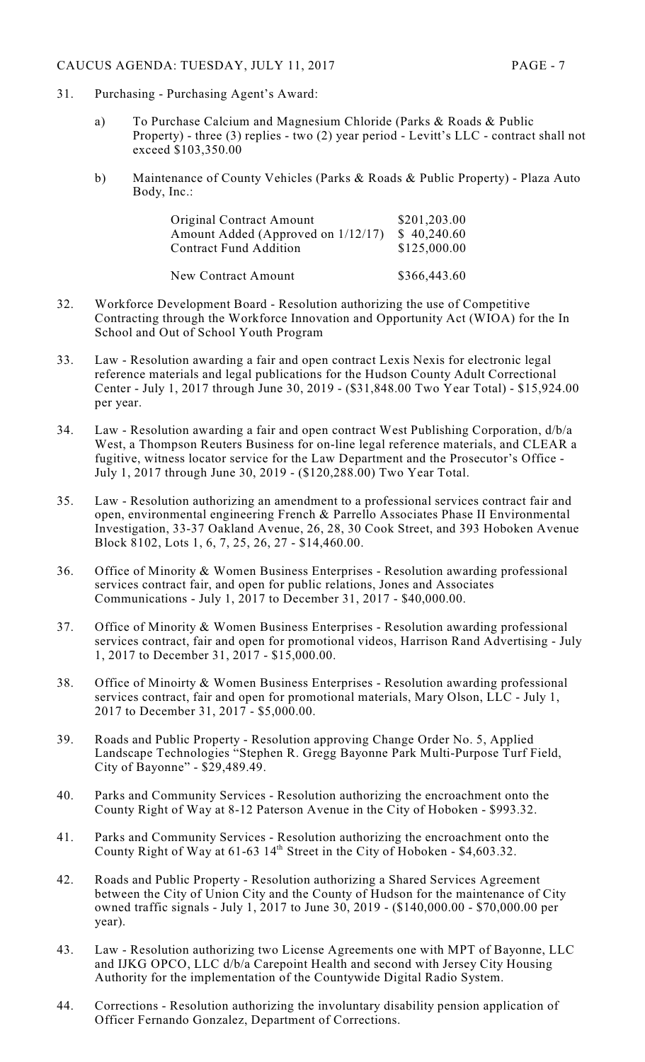31. Purchasing - Purchasing Agent's Award:

    a) To Purchase Calcium and Magnesium Chloride (Parks & Roads & Public Property) - three (3) replies - two (2) year period - Levitt's LLC - contract shall not exceed $103,350.00

    b) Maintenance of County Vehicles (Parks & Roads & Public Property) - Plaza Auto Body, Inc.:

| | |
|---|---|
| Original Contract Amount | $201,203.00 |
| Amount Added (Approved on 1/12/17) | $ 40,240.60 |
| Contract Fund Addition | $125,000.00 |
| New Contract Amount | $366,443.60 |

32. Workforce Development Board - Resolution authorizing the use of Competitive Contracting through the Workforce Innovation and Opportunity Act (WIOA) for the In School and Out of School Youth Program

33. Law - Resolution awarding a fair and open contract Lexis Nexis for electronic legal reference materials and legal publications for the Hudson County Adult Correctional Center - July 1, 2017 through June 30, 2019 - ($31,848.00 Two Year Total) - $15,924.00 per year.

34. Law - Resolution awarding a fair and open contract West Publishing Corporation, d/b/a West, a Thompson Reuters Business for on-line legal reference materials, and CLEAR a fugitive, witness locator service for the Law Department and the Prosecutor's Office - July 1, 2017 through June 30, 2019 - ($120,288.00) Two Year Total.

35. Law - Resolution authorizing an amendment to a professional services contract fair and open, environmental engineering French & Parrello Associates Phase II Environmental Investigation, 33-37 Oakland Avenue, 26, 28, 30 Cook Street, and 393 Hoboken Avenue Block 8102, Lots 1, 6, 7, 25, 26, 27 - $14,460.00.

36. Office of Minority & Women Business Enterprises - Resolution awarding professional services contract fair, and open for public relations, Jones and Associates Communications - July 1, 2017 to December 31, 2017 - $40,000.00.

37. Office of Minority & Women Business Enterprises - Resolution awarding professional services contract, fair and open for promotional videos, Harrison Rand Advertising - July 1, 2017 to December 31, 2017 - $15,000.00.

38. Office of Minoirty & Women Business Enterprises - Resolution awarding professional services contract, fair and open for promotional materials, Mary Olson, LLC - July 1, 2017 to December 31, 2017 - $5,000.00.

39. Roads and Public Property - Resolution approving Change Order No. 5, Applied Landscape Technologies "Stephen R. Gregg Bayonne Park Multi-Purpose Turf Field, City of Bayonne" - $29,489.49.

40. Parks and Community Services - Resolution authorizing the encroachment onto the County Right of Way at 8-12 Paterson Avenue in the City of Hoboken - $993.32.

41. Parks and Community Services - Resolution authorizing the encroachment onto the County Right of Way at 61-63 14th Street in the City of Hoboken - $4,603.32.

42. Roads and Public Property - Resolution authorizing a Shared Services Agreement between the City of Union City and the County of Hudson for the maintenance of City owned traffic signals - July 1, 2017 to June 30, 2019 - ($140,000.00 - $70,000.00 per year).

43. Law - Resolution authorizing two License Agreements one with MPT of Bayonne, LLC and IJKG OPCO, LLC d/b/a Carepoint Health and second with Jersey City Housing Authority for the implementation of the Countywide Digital Radio System.

44. Corrections - Resolution authorizing the involuntary disability pension application of Officer Fernando Gonzalez, Department of Corrections.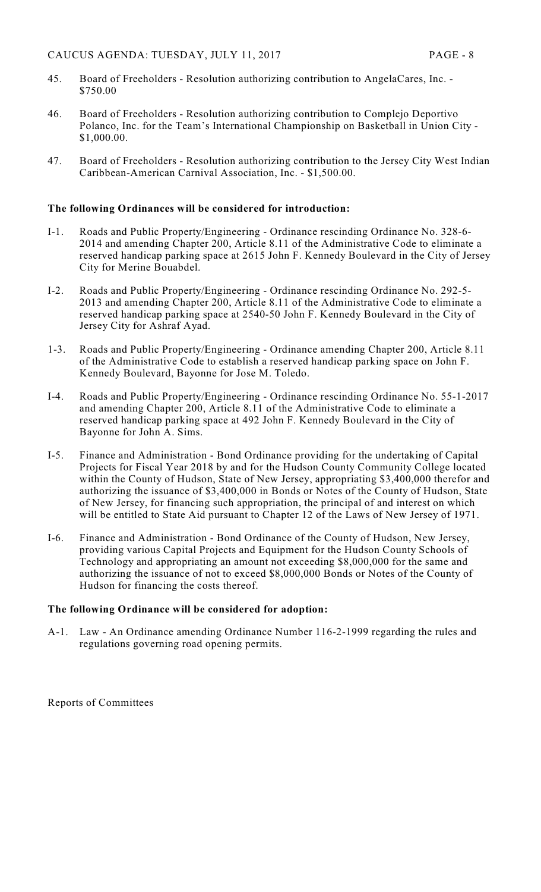45. Board of Freeholders - Resolution authorizing contribution to AngelaCares, Inc. - $750.00

46. Board of Freeholders - Resolution authorizing contribution to Complejo Deportivo Polanco, Inc. for the Team's International Championship on Basketball in Union City - $1,000.00.

47. Board of Freeholders - Resolution authorizing contribution to the Jersey City West Indian Caribbean-American Carnival Association, Inc. - $1,500.00.

**The following Ordinances will be considered for introduction:**

I-1. Roads and Public Property/Engineering - Ordinance rescinding Ordinance No. 328-6-2014 and amending Chapter 200, Article 8.11 of the Administrative Code to eliminate a reserved handicap parking space at 2615 John F. Kennedy Boulevard in the City of Jersey City for Merine Bouabdel.

I-2. Roads and Public Property/Engineering - Ordinance rescinding Ordinance No. 292-5-2013 and amending Chapter 200, Article 8.11 of the Administrative Code to eliminate a reserved handicap parking space at 2540-50 John F. Kennedy Boulevard in the City of Jersey City for Ashraf Ayad.

1-3. Roads and Public Property/Engineering - Ordinance amending Chapter 200, Article 8.11 of the Administrative Code to establish a reserved handicap parking space on John F. Kennedy Boulevard, Bayonne for Jose M. Toledo.

I-4. Roads and Public Property/Engineering - Ordinance rescinding Ordinance No. 55-1-2017 and amending Chapter 200, Article 8.11 of the Administrative Code to eliminate a reserved handicap parking space at 492 John F. Kennedy Boulevard in the City of Bayonne for John A. Sims.

I-5. Finance and Administration - Bond Ordinance providing for the undertaking of Capital Projects for Fiscal Year 2018 by and for the Hudson County Community College located within the County of Hudson, State of New Jersey, appropriating $3,400,000 therefor and authorizing the issuance of $3,400,000 in Bonds or Notes of the County of Hudson, State of New Jersey, for financing such appropriation, the principal of and interest on which will be entitled to State Aid pursuant to Chapter 12 of the Laws of New Jersey of 1971.

I-6. Finance and Administration - Bond Ordinance of the County of Hudson, New Jersey, providing various Capital Projects and Equipment for the Hudson County Schools of Technology and appropriating an amount not exceeding $8,000,000 for the same and authorizing the issuance of not to exceed $8,000,000 Bonds or Notes of the County of Hudson for financing the costs thereof.

**The following Ordinance will be considered for adoption:**

A-1. Law - An Ordinance amending Ordinance Number 116-2-1999 regarding the rules and regulations governing road opening permits.

Reports of Committees